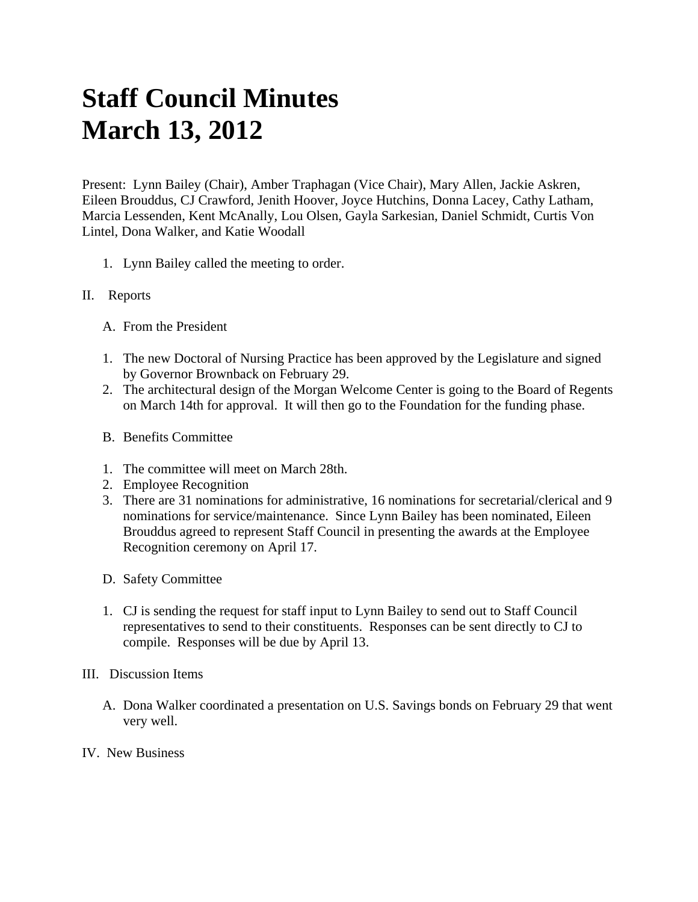# Staff Council Minutes
# March 13, 2012

Present: Lynn Bailey (Chair), Amber Traphagan (Vice Chair), Mary Allen, Jackie Askren, Eileen Brouddus, CJ Crawford, Jenith Hoover, Joyce Hutchins, Donna Lacey, Cathy Latham, Marcia Lessenden, Kent McAnally, Lou Olsen, Gayla Sarkesian, Daniel Schmidt, Curtis Von Lintel, Dona Walker, and Katie Woodall

1. Lynn Bailey called the meeting to order.

II. Reports

A. From the President

1. The new Doctoral of Nursing Practice has been approved by the Legislature and signed by Governor Brownback on February 29.
2. The architectural design of the Morgan Welcome Center is going to the Board of Regents on March 14th for approval. It will then go to the Foundation for the funding phase.

B. Benefits Committee

1. The committee will meet on March 28th.
2. Employee Recognition
3. There are 31 nominations for administrative, 16 nominations for secretarial/clerical and 9 nominations for service/maintenance. Since Lynn Bailey has been nominated, Eileen Brouddus agreed to represent Staff Council in presenting the awards at the Employee Recognition ceremony on April 17.

D. Safety Committee

1. CJ is sending the request for staff input to Lynn Bailey to send out to Staff Council representatives to send to their constituents. Responses can be sent directly to CJ to compile. Responses will be due by April 13.

III. Discussion Items

A. Dona Walker coordinated a presentation on U.S. Savings bonds on February 29 that went very well.

IV. New Business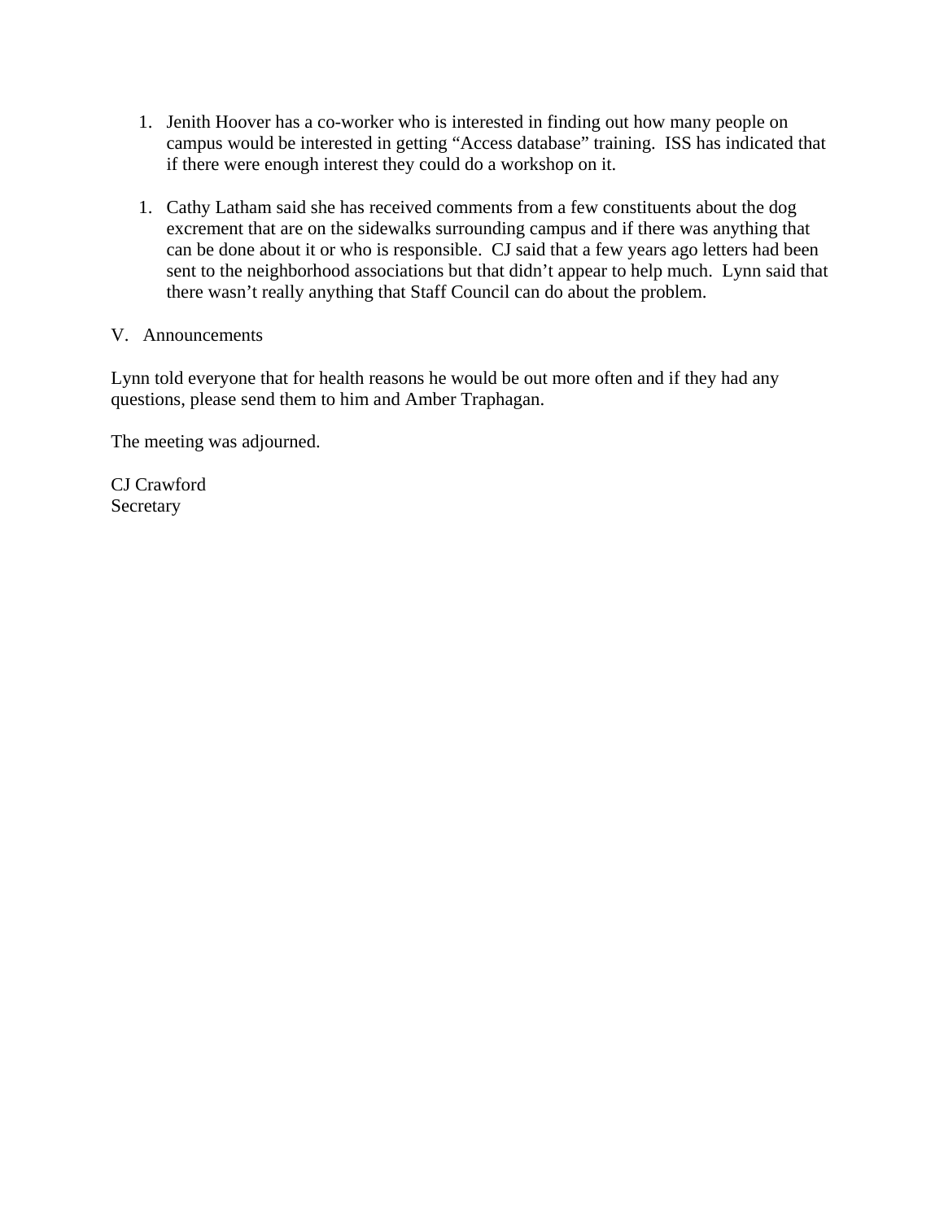1. Jenith Hoover has a co-worker who is interested in finding out how many people on campus would be interested in getting "Access database" training. ISS has indicated that if there were enough interest they could do a workshop on it.

1. Cathy Latham said she has received comments from a few constituents about the dog excrement that are on the sidewalks surrounding campus and if there was anything that can be done about it or who is responsible. CJ said that a few years ago letters had been sent to the neighborhood associations but that didn't appear to help much. Lynn said that there wasn't really anything that Staff Council can do about the problem.

V. Announcements

Lynn told everyone that for health reasons he would be out more often and if they had any questions, please send them to him and Amber Traphagan.

The meeting was adjourned.

CJ Crawford
Secretary